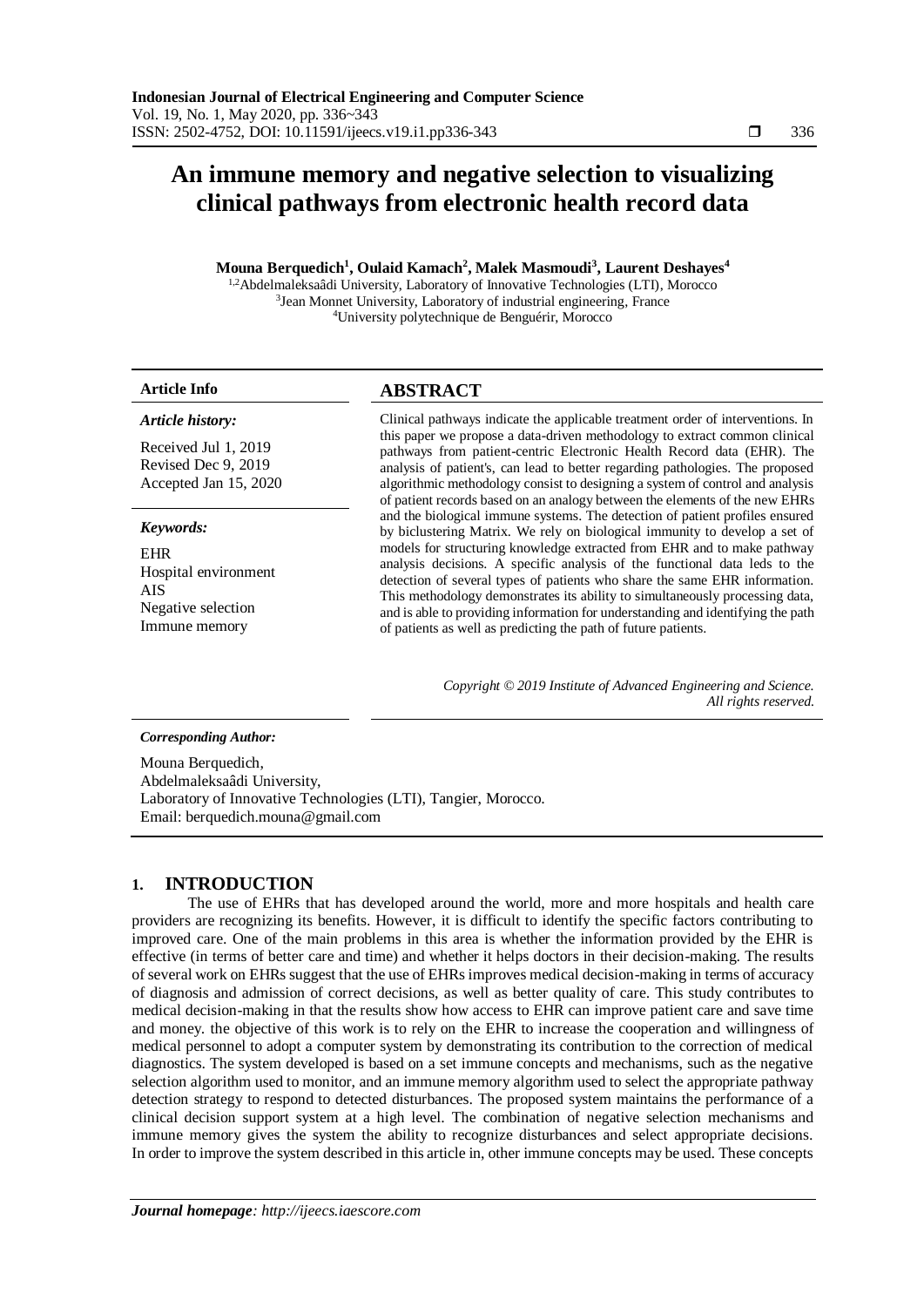# An immune memory and negative selection to visualizing clinical pathways from electronic health record data

**Mouna Berquedich[1], Oulaid Kamach[2], Malek Masmoudi[3], Laurent Deshayes[4]**

[1,2]Abdelmaleksaâdi University, Laboratory of Innovative Technologies (LTI), Morocco
[3]Jean Monnet University, Laboratory of industrial engineering, France
[4]University polytechnique de Benguérir, Morocco

**Article Info**

*Article history:*

Received Jul 1, 2019
Revised Dec 9, 2019
Accepted Jan 15, 2020

*Keywords:*

EHR
Hospital environment
AIS
Negative selection
Immune memory

## ABSTRACT

Clinical pathways indicate the applicable treatment order of interventions. In this paper we propose a data-driven methodology to extract common clinical pathways from patient-centric Electronic Health Record data (EHR). The analysis of patient's, can lead to better regarding pathologies. The proposed algorithmic methodology consist to designing a system of control and analysis of patient records based on an analogy between the elements of the new EHRs and the biological immune systems. The detection of patient profiles ensured by biclustering Matrix. We rely on biological immunity to develop a set of models for structuring knowledge extracted from EHR and to make pathway analysis decisions. A specific analysis of the functional data leds to the detection of several types of patients who share the same EHR information. This methodology demonstrates its ability to simultaneously processing data, and is able to providing information for understanding and identifying the path of patients as well as predicting the path of future patients.

*Copyright © 2019 Institute of Advanced Engineering and Science. All rights reserved.*

***Corresponding Author:***

Mouna Berquedich,
Abdelmaleksaâdi University,
Laboratory of Innovative Technologies (LTI), Tangier, Morocco.
Email: berquedich.mouna@gmail.com

## 1. INTRODUCTION

The use of EHRs that has developed around the world, more and more hospitals and health care providers are recognizing its benefits. However, it is difficult to identify the specific factors contributing to improved care. One of the main problems in this area is whether the information provided by the EHR is effective (in terms of better care and time) and whether it helps doctors in their decision-making. The results of several work on EHRs suggest that the use of EHRs improves medical decision-making in terms of accuracy of diagnosis and admission of correct decisions, as well as better quality of care. This study contributes to medical decision-making in that the results show how access to EHR can improve patient care and save time and money. the objective of this work is to rely on the EHR to increase the cooperation and willingness of medical personnel to adopt a computer system by demonstrating its contribution to the correction of medical diagnostics. The system developed is based on a set immune concepts and mechanisms, such as the negative selection algorithm used to monitor, and an immune memory algorithm used to select the appropriate pathway detection strategy to respond to detected disturbances. The proposed system maintains the performance of a clinical decision support system at a high level. The combination of negative selection mechanisms and immune memory gives the system the ability to recognize disturbances and select appropriate decisions. In order to improve the system described in this article in, other immune concepts may be used. These concepts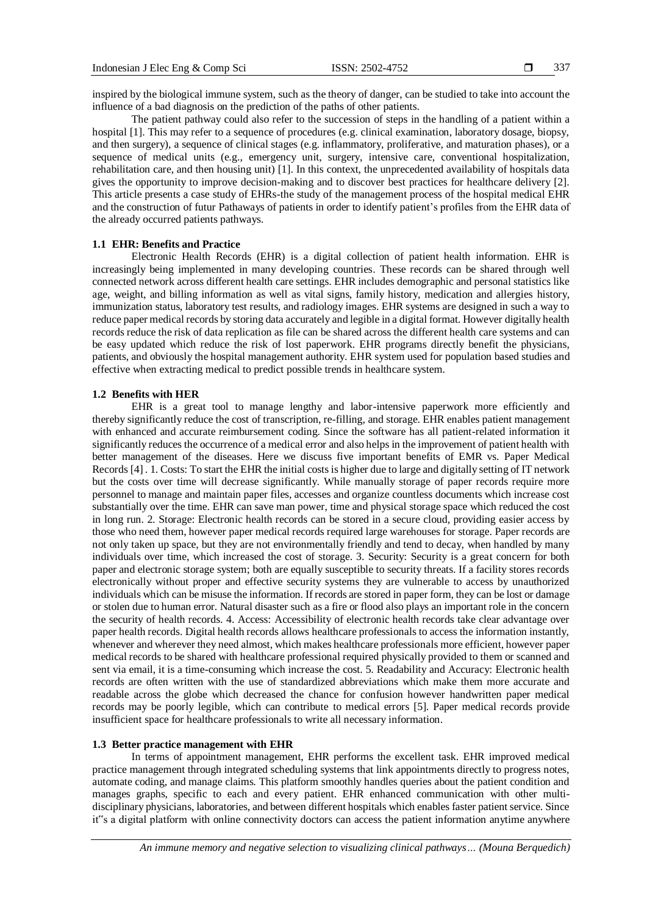inspired by the biological immune system, such as the theory of danger, can be studied to take into account the influence of a bad diagnosis on the prediction of the paths of other patients.

The patient pathway could also refer to the succession of steps in the handling of a patient within a hospital [1]. This may refer to a sequence of procedures (e.g. clinical examination, laboratory dosage, biopsy, and then surgery), a sequence of clinical stages (e.g. inflammatory, proliferative, and maturation phases), or a sequence of medical units (e.g., emergency unit, surgery, intensive care, conventional hospitalization, rehabilitation care, and then housing unit) [1]. In this context, the unprecedented availability of hospitals data gives the opportunity to improve decision-making and to discover best practices for healthcare delivery [2]. This article presents a case study of EHRs-the study of the management process of the hospital medical EHR and the construction of futur Pathaways of patients in order to identify patient's profiles from the EHR data of the already occurred patients pathways.

### 1.1 EHR: Benefits and Practice

Electronic Health Records (EHR) is a digital collection of patient health information. EHR is increasingly being implemented in many developing countries. These records can be shared through well connected network across different health care settings. EHR includes demographic and personal statistics like age, weight, and billing information as well as vital signs, family history, medication and allergies history, immunization status, laboratory test results, and radiology images. EHR systems are designed in such a way to reduce paper medical records by storing data accurately and legible in a digital format. However digitally health records reduce the risk of data replication as file can be shared across the different health care systems and can be easy updated which reduce the risk of lost paperwork. EHR programs directly benefit the physicians, patients, and obviously the hospital management authority. EHR system used for population based studies and effective when extracting medical to predict possible trends in healthcare system.

### 1.2 Benefits with HER

EHR is a great tool to manage lengthy and labor-intensive paperwork more efficiently and thereby significantly reduce the cost of transcription, re-filling, and storage. EHR enables patient management with enhanced and accurate reimbursement coding. Since the software has all patient-related information it significantly reduces the occurrence of a medical error and also helps in the improvement of patient health with better management of the diseases. Here we discuss five important benefits of EMR vs. Paper Medical Records [4] . 1. Costs: To start the EHR the initial costs is higher due to large and digitally setting of IT network but the costs over time will decrease significantly. While manually storage of paper records require more personnel to manage and maintain paper files, accesses and organize countless documents which increase cost substantially over the time. EHR can save man power, time and physical storage space which reduced the cost in long run. 2. Storage: Electronic health records can be stored in a secure cloud, providing easier access by those who need them, however paper medical records required large warehouses for storage. Paper records are not only taken up space, but they are not environmentally friendly and tend to decay, when handled by many individuals over time, which increased the cost of storage. 3. Security: Security is a great concern for both paper and electronic storage system; both are equally susceptible to security threats. If a facility stores records electronically without proper and effective security systems they are vulnerable to access by unauthorized individuals which can be misuse the information. If records are stored in paper form, they can be lost or damage or stolen due to human error. Natural disaster such as a fire or flood also plays an important role in the concern the security of health records. 4. Access: Accessibility of electronic health records take clear advantage over paper health records. Digital health records allows healthcare professionals to access the information instantly, whenever and wherever they need almost, which makes healthcare professionals more efficient, however paper medical records to be shared with healthcare professional required physically provided to them or scanned and sent via email, it is a time-consuming which increase the cost. 5. Readability and Accuracy: Electronic health records are often written with the use of standardized abbreviations which make them more accurate and readable across the globe which decreased the chance for confusion however handwritten paper medical records may be poorly legible, which can contribute to medical errors [5]. Paper medical records provide insufficient space for healthcare professionals to write all necessary information.

### 1.3 Better practice management with EHR

In terms of appointment management, EHR performs the excellent task. EHR improved medical practice management through integrated scheduling systems that link appointments directly to progress notes, automate coding, and manage claims. This platform smoothly handles queries about the patient condition and manages graphs, specific to each and every patient. EHR enhanced communication with other multi-disciplinary physicians, laboratories, and between different hospitals which enables faster patient service. Since it"s a digital platform with online connectivity doctors can access the patient information anytime anywhere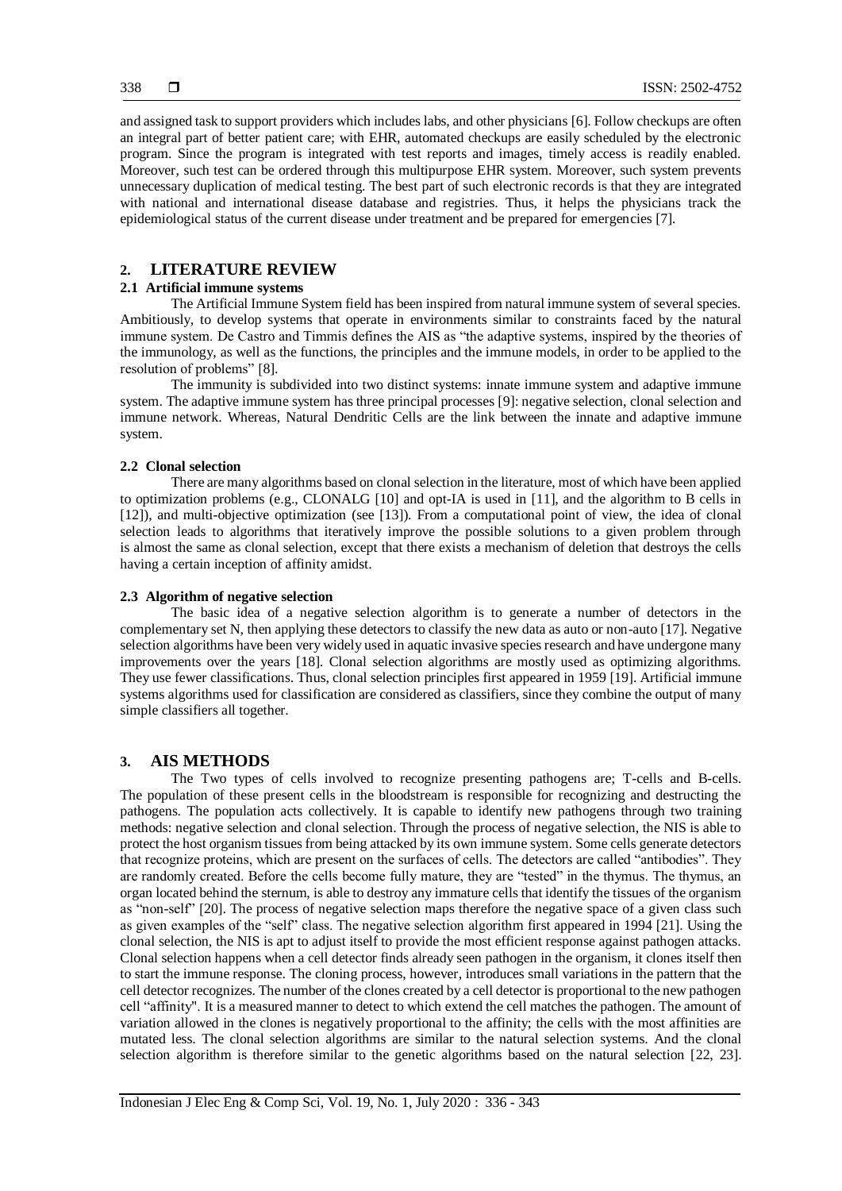and assigned task to support providers which includes labs, and other physicians [6]. Follow checkups are often an integral part of better patient care; with EHR, automated checkups are easily scheduled by the electronic program. Since the program is integrated with test reports and images, timely access is readily enabled. Moreover, such test can be ordered through this multipurpose EHR system. Moreover, such system prevents unnecessary duplication of medical testing. The best part of such electronic records is that they are integrated with national and international disease database and registries. Thus, it helps the physicians track the epidemiological status of the current disease under treatment and be prepared for emergencies [7].

## 2. LITERATURE REVIEW

### 2.1 Artificial immune systems

The Artificial Immune System field has been inspired from natural immune system of several species. Ambitiously, to develop systems that operate in environments similar to constraints faced by the natural immune system. De Castro and Timmis defines the AIS as "the adaptive systems, inspired by the theories of the immunology, as well as the functions, the principles and the immune models, in order to be applied to the resolution of problems" [8].

The immunity is subdivided into two distinct systems: innate immune system and adaptive immune system. The adaptive immune system has three principal processes [9]: negative selection, clonal selection and immune network. Whereas, Natural Dendritic Cells are the link between the innate and adaptive immune system.

### 2.2 Clonal selection

There are many algorithms based on clonal selection in the literature, most of which have been applied to optimization problems (e.g., CLONALG [10] and opt-IA is used in [11], and the algorithm to B cells in [12]), and multi-objective optimization (see [13]). From a computational point of view, the idea of clonal selection leads to algorithms that iteratively improve the possible solutions to a given problem through is almost the same as clonal selection, except that there exists a mechanism of deletion that destroys the cells having a certain inception of affinity amidst.

### 2.3 Algorithm of negative selection

The basic idea of a negative selection algorithm is to generate a number of detectors in the complementary set N, then applying these detectors to classify the new data as auto or non-auto [17]. Negative selection algorithms have been very widely used in aquatic invasive species research and have undergone many improvements over the years [18]. Clonal selection algorithms are mostly used as optimizing algorithms. They use fewer classifications. Thus, clonal selection principles first appeared in 1959 [19]. Artificial immune systems algorithms used for classification are considered as classifiers, since they combine the output of many simple classifiers all together.

## 3. AIS METHODS

The Two types of cells involved to recognize presenting pathogens are; T-cells and B-cells. The population of these present cells in the bloodstream is responsible for recognizing and destructing the pathogens. The population acts collectively. It is capable to identify new pathogens through two training methods: negative selection and clonal selection. Through the process of negative selection, the NIS is able to protect the host organism tissues from being attacked by its own immune system. Some cells generate detectors that recognize proteins, which are present on the surfaces of cells. The detectors are called "antibodies". They are randomly created. Before the cells become fully mature, they are "tested" in the thymus. The thymus, an organ located behind the sternum, is able to destroy any immature cells that identify the tissues of the organism as "non-self" [20]. The process of negative selection maps therefore the negative space of a given class such as given examples of the "self" class. The negative selection algorithm first appeared in 1994 [21]. Using the clonal selection, the NIS is apt to adjust itself to provide the most efficient response against pathogen attacks. Clonal selection happens when a cell detector finds already seen pathogen in the organism, it clones itself then to start the immune response. The cloning process, however, introduces small variations in the pattern that the cell detector recognizes. The number of the clones created by a cell detector is proportional to the new pathogen cell "affinity". It is a measured manner to detect to which extend the cell matches the pathogen. The amount of variation allowed in the clones is negatively proportional to the affinity; the cells with the most affinities are mutated less. The clonal selection algorithms are similar to the natural selection systems. And the clonal selection algorithm is therefore similar to the genetic algorithms based on the natural selection [22, 23].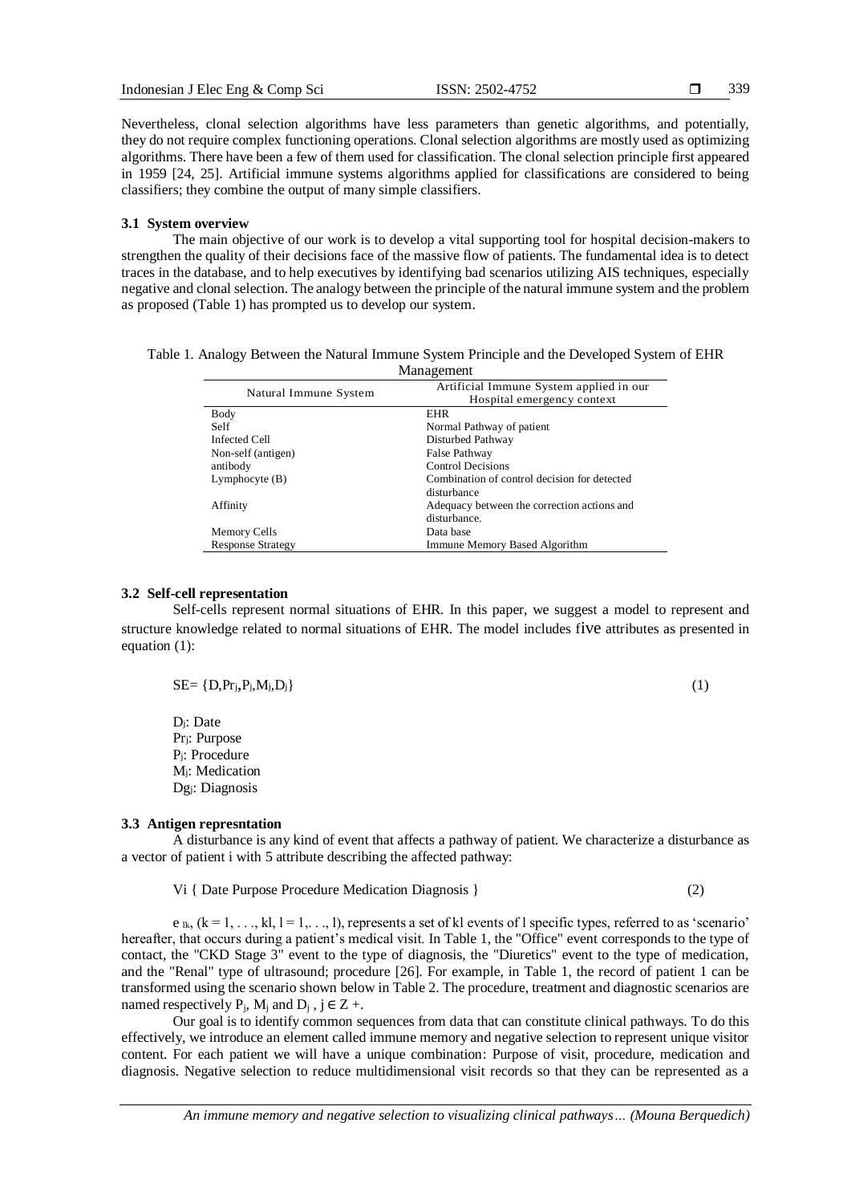Nevertheless, clonal selection algorithms have less parameters than genetic algorithms, and potentially, they do not require complex functioning operations. Clonal selection algorithms are mostly used as optimizing algorithms. There have been a few of them used for classification. The clonal selection principle first appeared in 1959 [24, 25]. Artificial immune systems algorithms applied for classifications are considered to being classifiers; they combine the output of many simple classifiers.

### 3.1 System overview

The main objective of our work is to develop a vital supporting tool for hospital decision-makers to strengthen the quality of their decisions face of the massive flow of patients. The fundamental idea is to detect traces in the database, and to help executives by identifying bad scenarios utilizing AIS techniques, especially negative and clonal selection. The analogy between the principle of the natural immune system and the problem as proposed (Table 1) has prompted us to develop our system.

Table 1. Analogy Between the Natural Immune System Principle and the Developed System of EHR Management

| Natural Immune System | Artificial Immune System applied in our Hospital emergency context |
| --- | --- |
| Body | EHR |
| Self | Normal Pathway of patient |
| Infected Cell | Disturbed Pathway |
| Non-self (antigen) | False Pathway |
| antibody | Control Decisions |
| Lymphocyte (B) | Combination of control decision for detected disturbance |
| Affinity | Adequacy between the correction actions and disturbance. |
| Memory Cells | Data base |
| Response Strategy | Immune Memory Based Algorithm |

### 3.2 Self-cell representation

Self-cells represent normal situations of EHR. In this paper, we suggest a model to represent and structure knowledge related to normal situations of EHR. The model includes five attributes as presented in equation (1):

$$SE = \{D, Pr_j, P_j, M_j, D_j\} \tag{1}$$

$D_j$: Date
$Pr_j$: Purpose
$P_j$: Procedure
$M_j$: Medication
$Dg_j$: Diagnosis

### 3.3 Antigen represntation

A disturbance is any kind of event that affects a pathway of patient. We characterize a disturbance as a vector of patient i with 5 attribute describing the affected pathway:

$$Vi\ \{\ \text{Date Purpose Procedure Medication Diagnosis}\ \} \tag{2}$$

$e_{lk}$, $(k = 1, \ldots, kl, l = 1, \ldots, l)$, represents a set of kl events of l specific types, referred to as 'scenario' hereafter, that occurs during a patient's medical visit. In Table 1, the "Office" event corresponds to the type of contact, the "CKD Stage 3" event to the type of diagnosis, the "Diuretics" event to the type of medication, and the "Renal" type of ultrasound; procedure [26]. For example, in Table 1, the record of patient 1 can be transformed using the scenario shown below in Table 2. The procedure, treatment and diagnostic scenarios are named respectively $P_j$, $M_j$ and $D_j$, $j \in Z+$.

Our goal is to identify common sequences from data that can constitute clinical pathways. To do this effectively, we introduce an element called immune memory and negative selection to represent unique visitor content. For each patient we will have a unique combination: Purpose of visit, procedure, medication and diagnosis. Negative selection to reduce multidimensional visit records so that they can be represented as a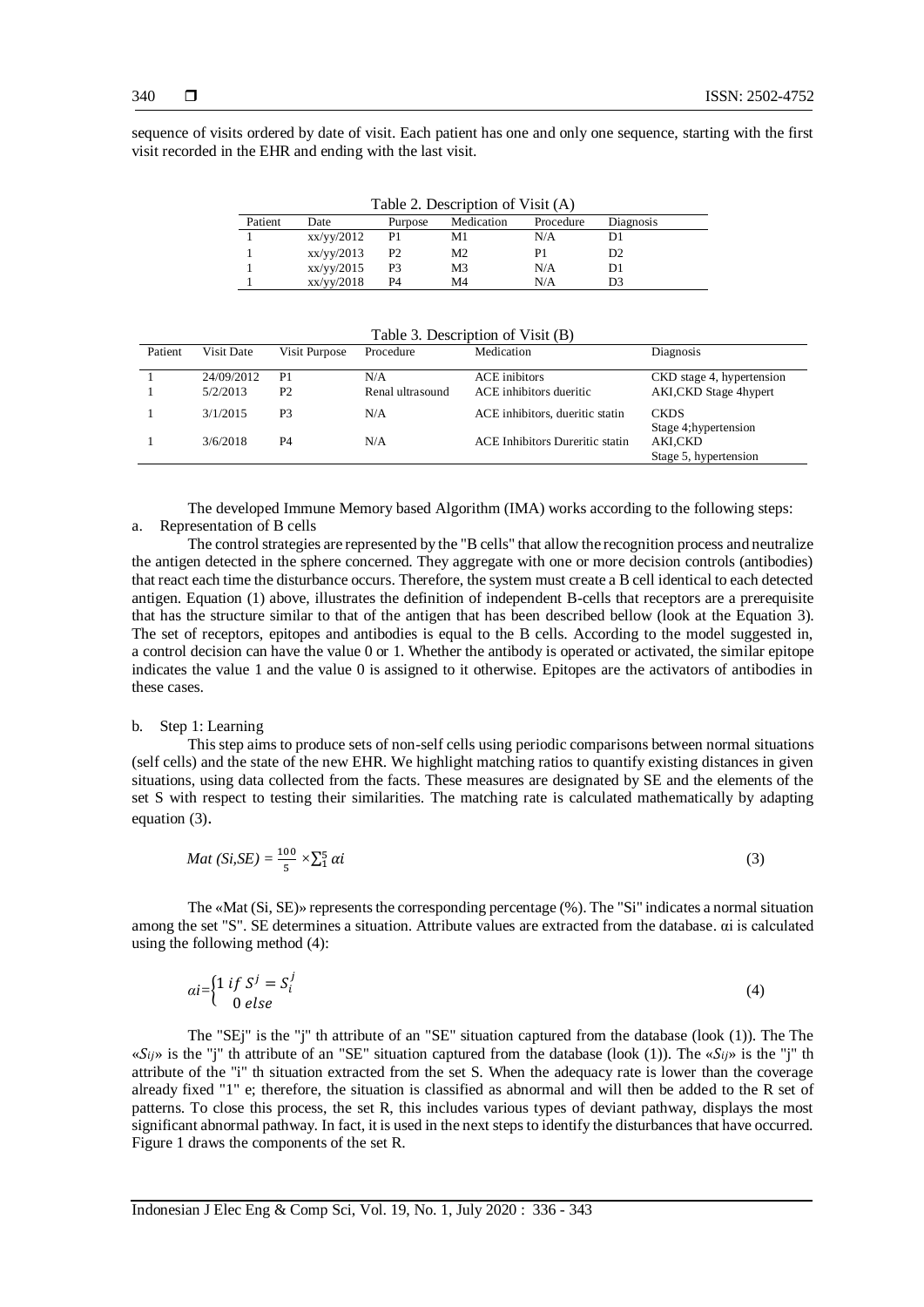sequence of visits ordered by date of visit. Each patient has one and only one sequence, starting with the first visit recorded in the EHR and ending with the last visit.

Table 2. Description of Visit (A)

| Patient | Date | Purpose | Medication | Procedure | Diagnosis |
|---|---|---|---|---|---|
| 1 | xx/yy/2012 | P1 | M1 | N/A | D1 |
| 1 | xx/yy/2013 | P2 | M2 | P1 | D2 |
| 1 | xx/yy/2015 | P3 | M3 | N/A | D1 |
| 1 | xx/yy/2018 | P4 | M4 | N/A | D3 |

Table 3. Description of Visit (B)

| Patient | Visit Date | Visit Purpose | Procedure | Medication | Diagnosis |
|---|---|---|---|---|---|
| 1 | 24/09/2012 | P1 | N/A | ACE inibitors | CKD stage 4, hypertension |
| 1 | 5/2/2013 | P2 | Renal ultrasound | ACE inhibitors dueritic | AKI,CKD Stage 4hypert |
| 1 | 3/1/2015 | P3 | N/A | ACE inhibitors, dueritic statin | CKDS Stage 4;hypertension |
| 1 | 3/6/2018 | P4 | N/A | ACE Inhibitors Dureritic statin | AKI,CKD Stage 5, hypertension |

The developed Immune Memory based Algorithm (IMA) works according to the following steps:

a. Representation of B cells

The control strategies are represented by the "B cells" that allow the recognition process and neutralize the antigen detected in the sphere concerned. They aggregate with one or more decision controls (antibodies) that react each time the disturbance occurs. Therefore, the system must create a B cell identical to each detected antigen. Equation (1) above, illustrates the definition of independent B-cells that receptors are a prerequisite that has the structure similar to that of the antigen that has been described bellow (look at the Equation 3). The set of receptors, epitopes and antibodies is equal to the B cells. According to the model suggested in, a control decision can have the value 0 or 1. Whether the antibody is operated or activated, the similar epitope indicates the value 1 and the value 0 is assigned to it otherwise. Epitopes are the activators of antibodies in these cases.

b. Step 1: Learning

This step aims to produce sets of non-self cells using periodic comparisons between normal situations (self cells) and the state of the new EHR. We highlight matching ratios to quantify existing distances in given situations, using data collected from the facts. These measures are designated by SE and the elements of the set S with respect to testing their similarities. The matching rate is calculated mathematically by adapting equation (3).

$$Mat\ (Si,SE) = \frac{100}{5} \times \sum_{1}^{5} \alpha i \tag{3}$$

The «Mat (Si, SE)» represents the corresponding percentage (%). The "Si" indicates a normal situation among the set "S". SE determines a situation. Attribute values are extracted from the database. αi is calculated using the following method (4):

$$\alpha i = \begin{cases} 1 \ if \ S^j = S_i^j \\ 0 \ else \end{cases} \tag{4}$$

The "SEj" is the "j" th attribute of an "SE" situation captured from the database (look (1)). The The «$S_{ij}$» is the "j" th attribute of an "SE" situation captured from the database (look (1)). The «$S_{ij}$» is the "j" th attribute of the "i" th situation extracted from the set S. When the adequacy rate is lower than the coverage already fixed "1" e; therefore, the situation is classified as abnormal and will then be added to the R set of patterns. To close this process, the set R, this includes various types of deviant pathway, displays the most significant abnormal pathway. In fact, it is used in the next steps to identify the disturbances that have occurred. Figure 1 draws the components of the set R.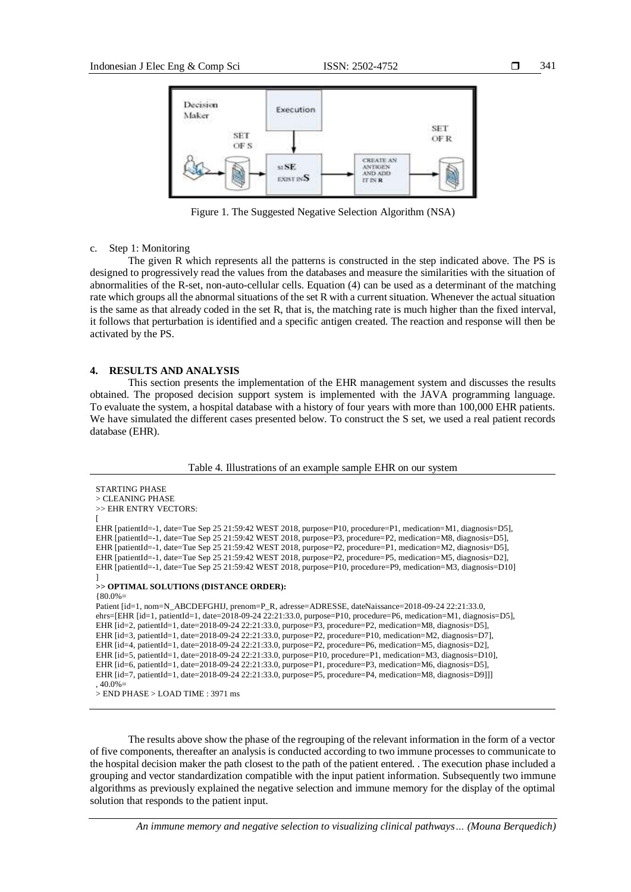Figure 1. The Suggested Negative Selection Algorithm (NSA)

c. Step 1: Monitoring

The given R which represents all the patterns is constructed in the step indicated above. The PS is designed to progressively read the values from the databases and measure the similarities with the situation of abnormalities of the R-set, non-auto-cellular cells. Equation (4) can be used as a determinant of the matching rate which groups all the abnormal situations of the set R with a current situation. Whenever the actual situation is the same as that already coded in the set R, that is, the matching rate is much higher than the fixed interval, it follows that perturbation is identified and a specific antigen created. The reaction and response will then be activated by the PS.

## 4. RESULTS AND ANALYSIS

This section presents the implementation of the EHR management system and discusses the results obtained. The proposed decision support system is implemented with the JAVA programming language. To evaluate the system, a hospital database with a history of four years with more than 100,000 EHR patients. We have simulated the different cases presented below. To construct the S set, we used a real patient records database (EHR).

Table 4. Illustrations of an example sample EHR on our system

```
STARTING PHASE
> CLEANING PHASE
>> EHR ENTRY VECTORS:
[
EHR [patientId=-1, date=Tue Sep 25 21:59:42 WEST 2018, purpose=P10, procedure=P1, medication=M1, diagnosis=D5],
EHR [patientId=-1, date=Tue Sep 25 21:59:42 WEST 2018, purpose=P3, procedure=P2, medication=M8, diagnosis=D5],
EHR [patientId=-1, date=Tue Sep 25 21:59:42 WEST 2018, purpose=P2, procedure=P1, medication=M2, diagnosis=D5],
EHR [patientId=-1, date=Tue Sep 25 21:59:42 WEST 2018, purpose=P2, procedure=P5, medication=M5, diagnosis=D2],
EHR [patientId=-1, date=Tue Sep 25 21:59:42 WEST 2018, purpose=P10, procedure=P9, medication=M3, diagnosis=D10]
]
>> OPTIMAL SOLUTIONS (DISTANCE ORDER):
{80.0%=
Patient [id=1, nom=N_ABCDEFGHIJ, prenom=P_R, adresse=ADRESSE, dateNaissance=2018-09-24 22:21:33.0,
ehrs=[EHR [id=1, patientId=1, date=2018-09-24 22:21:33.0, purpose=P10, procedure=P6, medication=M1, diagnosis=D5],
EHR [id=2, patientId=1, date=2018-09-24 22:21:33.0, purpose=P3, procedure=P2, medication=M8, diagnosis=D5],
EHR [id=3, patientId=1, date=2018-09-24 22:21:33.0, purpose=P2, procedure=P10, medication=M2, diagnosis=D7],
EHR [id=4, patientId=1, date=2018-09-24 22:21:33.0, purpose=P2, procedure=P6, medication=M5, diagnosis=D2],
EHR [id=5, patientId=1, date=2018-09-24 22:21:33.0, purpose=P10, procedure=P1, medication=M3, diagnosis=D10],
EHR [id=6, patientId=1, date=2018-09-24 22:21:33.0, purpose=P1, procedure=P3, medication=M6, diagnosis=D5],
EHR [id=7, patientId=1, date=2018-09-24 22:21:33.0, purpose=P5, procedure=P4, medication=M8, diagnosis=D9]]]
, 40.0%=
> END PHASE > LOAD TIME : 3971 ms
```

The results above show the phase of the regrouping of the relevant information in the form of a vector of five components, thereafter an analysis is conducted according to two immune processes to communicate to the hospital decision maker the path closest to the path of the patient entered. . The execution phase included a grouping and vector standardization compatible with the input patient information. Subsequently two immune algorithms as previously explained the negative selection and immune memory for the display of the optimal solution that responds to the patient input.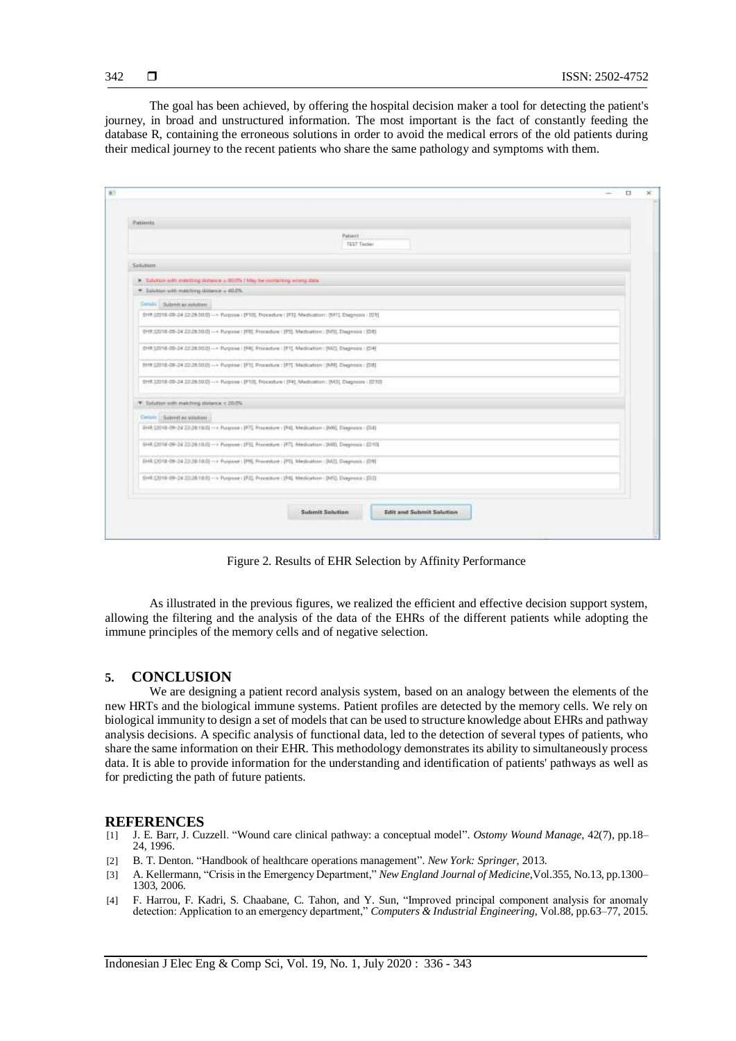The goal has been achieved, by offering the hospital decision maker a tool for detecting the patient's journey, in broad and unstructured information. The most important is the fact of constantly feeding the database R, containing the erroneous solutions in order to avoid the medical errors of the old patients during their medical journey to the recent patients who share the same pathology and symptoms with them.

Figure 2. Results of EHR Selection by Affinity Performance

As illustrated in the previous figures, we realized the efficient and effective decision support system, allowing the filtering and the analysis of the data of the EHRs of the different patients while adopting the immune principles of the memory cells and of negative selection.

## 5. CONCLUSION

We are designing a patient record analysis system, based on an analogy between the elements of the new HRTs and the biological immune systems. Patient profiles are detected by the memory cells. We rely on biological immunity to design a set of models that can be used to structure knowledge about EHRs and pathway analysis decisions. A specific analysis of functional data, led to the detection of several types of patients, who share the same information on their EHR. This methodology demonstrates its ability to simultaneously process data. It is able to provide information for the understanding and identification of patients' pathways as well as for predicting the path of future patients.

## REFERENCES

[1] J. E. Barr, J. Cuzzell. "Wound care clinical pathway: a conceptual model". *Ostomy Wound Manage*, 42(7), pp.18–24, 1996.

[2] B. T. Denton. "Handbook of healthcare operations management". *New York: Springer*, 2013.

[3] A. Kellermann, "Crisis in the Emergency Department," *New England Journal of Medicine*, Vol.355, No.13, pp.1300–1303, 2006.

[4] F. Harrou, F. Kadri, S. Chaabane, C. Tahon, and Y. Sun, "Improved principal component analysis for anomaly detection: Application to an emergency department," *Computers & Industrial Engineering*, Vol.88, pp.63–77, 2015.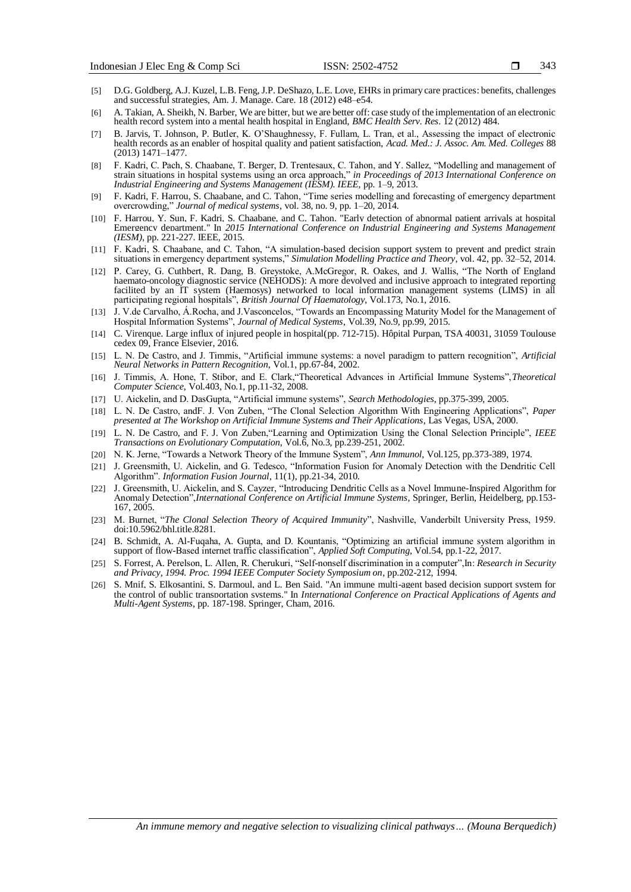[5] D.G. Goldberg, A.J. Kuzel, L.B. Feng, J.P. DeShazo, L.E. Love, EHRs in primary care practices: benefits, challenges and successful strategies, Am. J. Manage. Care. 18 (2012) e48–e54.

[6] A. Takian, A. Sheikh, N. Barber, We are bitter, but we are better off: case study of the implementation of an electronic health record system into a mental health hospital in England, *BMC Health Serv. Res*. 12 (2012) 484.

[7] B. Jarvis, T. Johnson, P. Butler, K. O'Shaughnessy, F. Fullam, L. Tran, et al., Assessing the impact of electronic health records as an enabler of hospital quality and patient satisfaction, *Acad. Med.: J. Assoc. Am. Med. Colleges* 88 (2013) 1471–1477.

[8] F. Kadri, C. Pach, S. Chaabane, T. Berger, D. Trentesaux, C. Tahon, and Y. Sallez, "Modelling and management of strain situations in hospital systems using an orca approach," *in Proceedings of 2013 International Conference on Industrial Engineering and Systems Management (IESM). IEEE*, pp. 1–9, 2013.

[9] F. Kadri, F. Harrou, S. Chaabane, and C. Tahon, "Time series modelling and forecasting of emergency department overcrowding," *Journal of medical systems*, vol. 38, no. 9, pp. 1–20, 2014.

[10] F. Harrou, Y. Sun, F. Kadri, S. Chaabane, and C. Tahon. "Early detection of abnormal patient arrivals at hospital Emergency department." In *2015 International Conference on Industrial Engineering and Systems Management (IESM)*, pp. 221-227. IEEE, 2015.

[11] F. Kadri, S. Chaabane, and C. Tahon, "A simulation-based decision support system to prevent and predict strain situations in emergency department systems," *Simulation Modelling Practice and Theory*, vol. 42, pp. 32–52, 2014.

[12] P. Carey, G. Cuthbert, R. Dang, B. Greystoke, A.McGregor, R. Oakes, and J. Wallis, "The North of England haemato-oncology diagnostic service (NEHODS): A more devolved and inclusive approach to integrated reporting facilited by an IT system (Haemosys) networked to local information management systems (LIMS) in all participating regional hospitals", *British Journal Of Haematology*, Vol.173, No.1, 2016.

[13] J. V.de Carvalho, Á.Rocha, and J.Vasconcelos, "Towards an Encompassing Maturity Model for the Management of Hospital Information Systems", *Journal of Medical Systems*, Vol.39, No.9, pp.99, 2015.

[14] C. Virenque. Large influx of injured people in hospital(pp. 712-715). Hôpital Purpan, TSA 40031, 31059 Toulouse cedex 09, France Elsevier, 2016.

[15] L. N. De Castro, and J. Timmis, "Artificial immune systems: a novel paradigm to pattern recognition", *Artificial Neural Networks in Pattern Recognition*, Vol.1, pp.67-84, 2002.

[16] J. Timmis, A. Hone, T. Stibor, and E. Clark,"Theoretical Advances in Artificial Immune Systems",*Theoretical Computer Science*, Vol.403, No.1, pp.11-32, 2008.

[17] U. Aickelin, and D. DasGupta, "Artificial immune systems", *Search Methodologies*, pp.375-399, 2005.

[18] L. N. De Castro, andF. J. Von Zuben, "The Clonal Selection Algorithm With Engineering Applications", *Paper presented at The Workshop on Artificial Immune Systems and Their Applications*, Las Vegas, USA, 2000.

[19] L. N. De Castro, and F. J. Von Zuben,"Learning and Optimization Using the Clonal Selection Principle", *IEEE Transactions on Evolutionary Computation*, Vol.6, No.3, pp.239-251, 2002.

[20] N. K. Jerne, "Towards a Network Theory of the Immune System", *Ann Immunol*, Vol.125, pp.373-389, 1974.

[21] J. Greensmith, U. Aickelin, and G. Tedesco, "Information Fusion for Anomaly Detection with the Dendritic Cell Algorithm". *Information Fusion Journal*, 11(1), pp.21-34, 2010.

[22] J. Greensmith, U. Aickelin, and S. Cayzer, "Introducing Dendritic Cells as a Novel Immune-Inspired Algorithm for Anomaly Detection",*International Conference on Artificial Immune Systems*, Springer, Berlin, Heidelberg, pp.153-167, 2005.

[23] M. Burnet, "*The Clonal Selection Theory of Acquired Immunity*", Nashville, Vanderbilt University Press, 1959. doi:10.5962/bhl.title.8281.

[24] B. Schmidt, A. Al-Fuqaha, A. Gupta, and D. Kountanis, "Optimizing an artificial immune system algorithm in support of flow-Based internet traffic classification", *Applied Soft Computing*, Vol.54, pp.1-22, 2017.

[25] S. Forrest, A. Perelson, L. Allen, R. Cherukuri, "Self-nonself discrimination in a computer",In: *Research in Security and Privacy, 1994. Proc. 1994 IEEE Computer Society Symposium on*, pp.202-212, 1994.

[26] S. Mnif, S. Elkosantini, S. Darmoul, and L. Ben Said. "An immune multi-agent based decision support system for the control of public transportation systems." In *International Conference on Practical Applications of Agents and Multi-Agent Systems*, pp. 187-198. Springer, Cham, 2016.